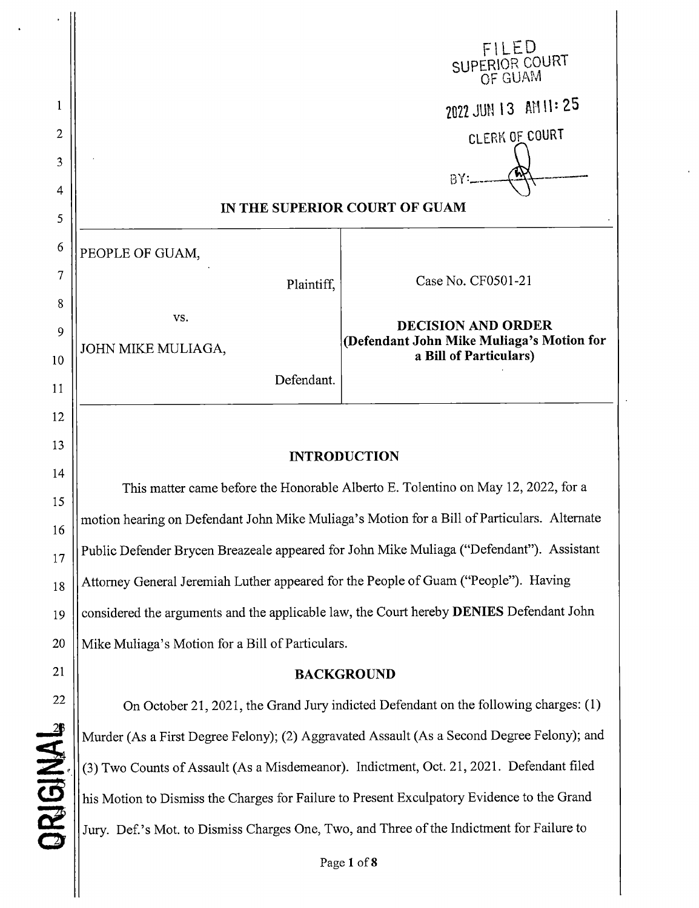FILED
SUPERIOR COURT
OF GUAM

2022 JUN 13 AM 11: 25

CLERK OF COURT

BY: ______

**IN THE SUPERIOR COURT OF GUAM**

| PEOPLE OF GUAM, Plaintiff, vs. JOHN MIKE MULIAGA, Defendant. | Case No. CF0501-21 **DECISION AND ORDER (Defendant John Mike Muliaga's Motion for a Bill of Particulars)** |
|---|---|

**INTRODUCTION**

This matter came before the Honorable Alberto E. Tolentino on May 12, 2022, for a motion hearing on Defendant John Mike Muliaga's Motion for a Bill of Particulars. Alternate Public Defender Brycen Breazeale appeared for John Mike Muliaga ("Defendant"). Assistant Attorney General Jeremiah Luther appeared for the People of Guam ("People"). Having considered the arguments and the applicable law, the Court hereby **DENIES** Defendant John Mike Muliaga's Motion for a Bill of Particulars.

**BACKGROUND**

On October 21, 2021, the Grand Jury indicted Defendant on the following charges: (1) Murder (As a First Degree Felony); (2) Aggravated Assault (As a Second Degree Felony); and (3) Two Counts of Assault (As a Misdemeanor). Indictment, Oct. 21, 2021. Defendant filed his Motion to Dismiss the Charges for Failure to Present Exculpatory Evidence to the Grand Jury. Def.'s Mot. to Dismiss Charges One, Two, and Three of the Indictment for Failure to

ORIGINAL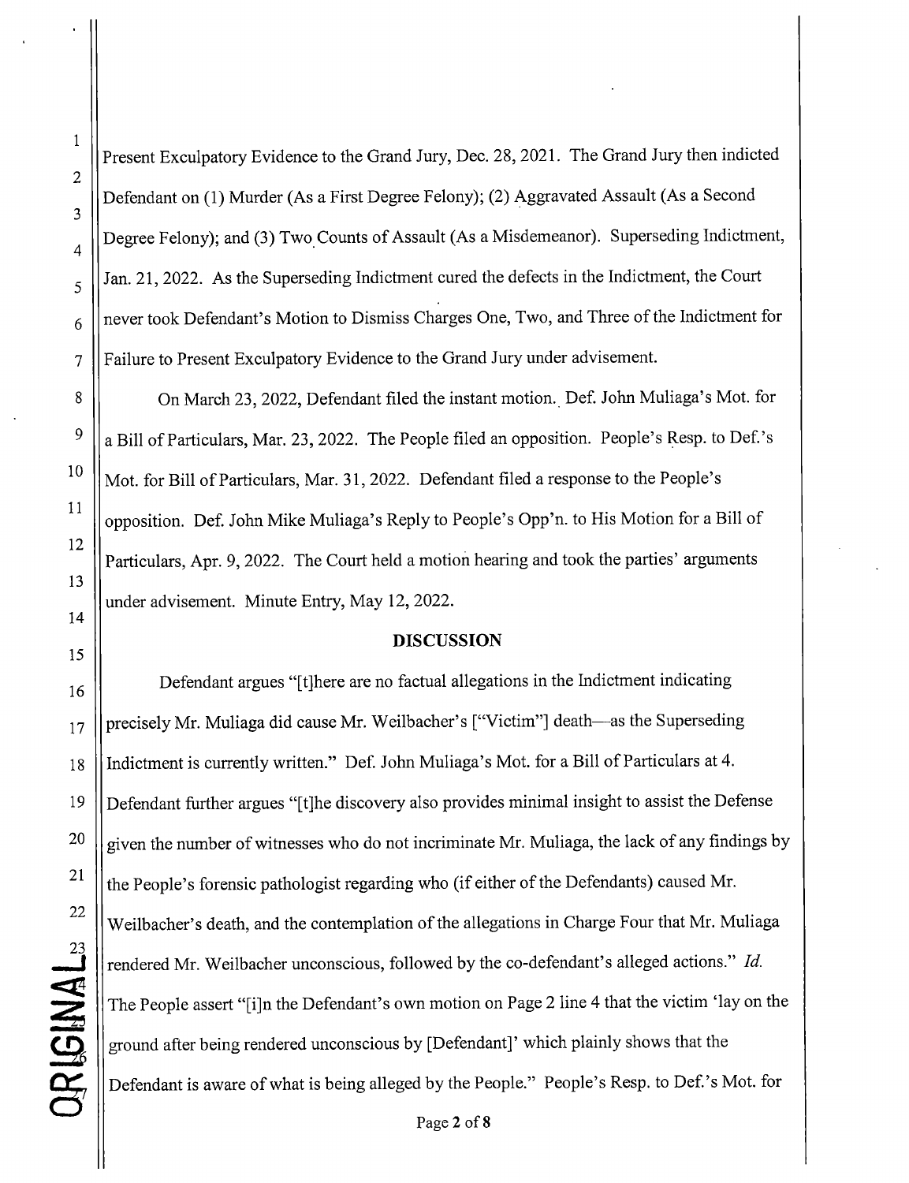Present Exculpatory Evidence to the Grand Jury, Dec. 28, 2021. The Grand Jury then indicted Defendant on (1) Murder (As a First Degree Felony); (2) Aggravated Assault (As a Second Degree Felony); and (3) Two Counts of Assault (As a Misdemeanor). Superseding Indictment, Jan. 21, 2022. As the Superseding Indictment cured the defects in the Indictment, the Court never took Defendant's Motion to Dismiss Charges One, Two, and Three of the Indictment for Failure to Present Exculpatory Evidence to the Grand Jury under advisement.

On March 23, 2022, Defendant filed the instant motion. Def. John Muliaga's Mot. for a Bill of Particulars, Mar. 23, 2022. The People filed an opposition. People's Resp. to Def.'s Mot. for Bill of Particulars, Mar. 31, 2022. Defendant filed a response to the People's opposition. Def. John Mike Muliaga's Reply to People's Opp'n. to His Motion for a Bill of Particulars, Apr. 9, 2022. The Court held a motion hearing and took the parties' arguments under advisement. Minute Entry, May 12, 2022.

## DISCUSSION

Defendant argues "[t]here are no factual allegations in the Indictment indicating precisely Mr. Muliaga did cause Mr. Weilbacher's ["Victim"] death—as the Superseding Indictment is currently written." Def. John Muliaga's Mot. for a Bill of Particulars at 4. Defendant further argues "[t]he discovery also provides minimal insight to assist the Defense given the number of witnesses who do not incriminate Mr. Muliaga, the lack of any findings by the People's forensic pathologist regarding who (if either of the Defendants) caused Mr. Weilbacher's death, and the contemplation of the allegations in Charge Four that Mr. Muliaga rendered Mr. Weilbacher unconscious, followed by the co-defendant's alleged actions." *Id.* The People assert "[i]n the Defendant's own motion on Page 2 line 4 that the victim 'lay on the ground after being rendered unconscious by [Defendant]' which plainly shows that the Defendant is aware of what is being alleged by the People." People's Resp. to Def.'s Mot. for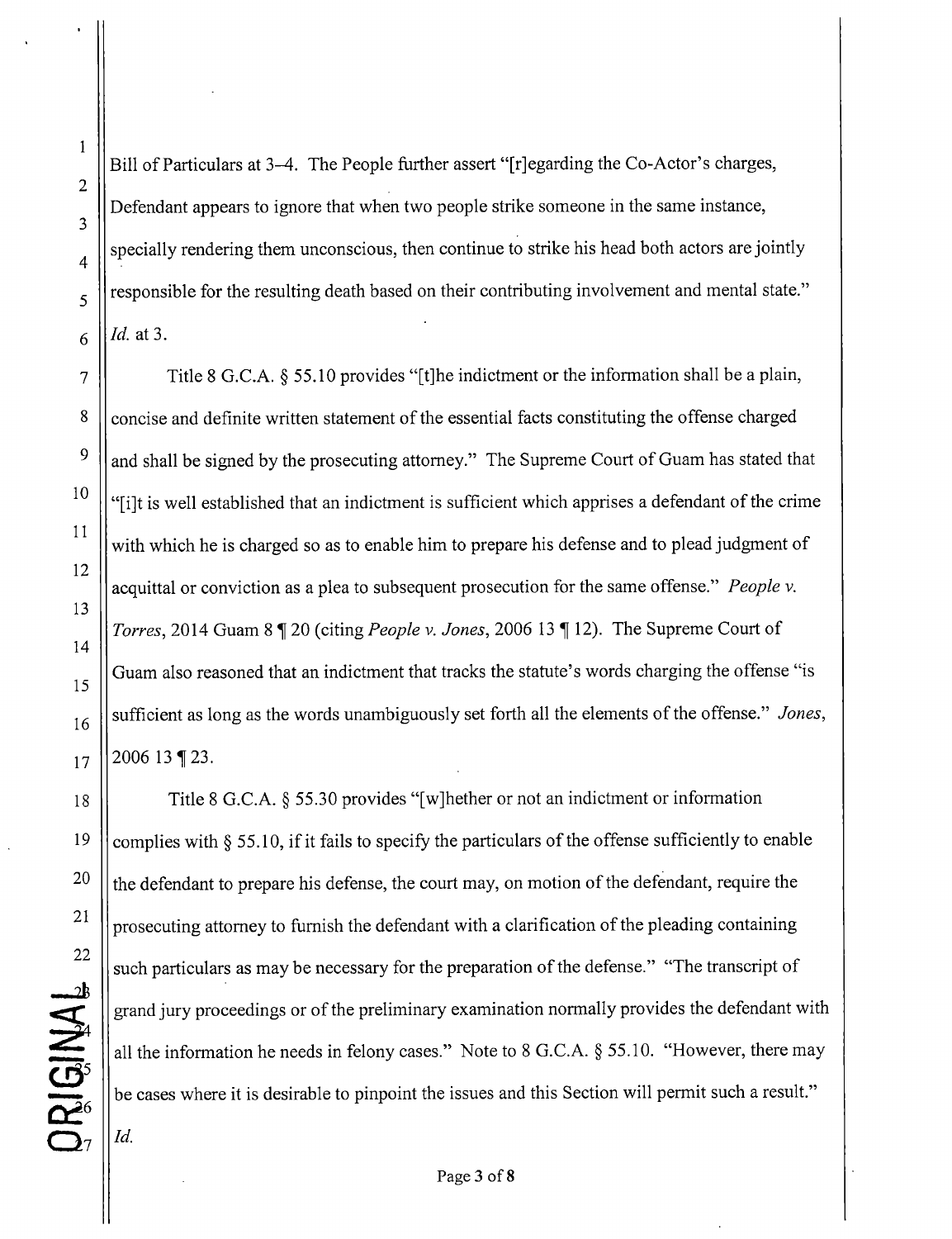Bill of Particulars at 3–4. The People further assert "[r]egarding the Co-Actor's charges, Defendant appears to ignore that when two people strike someone in the same instance, specially rendering them unconscious, then continue to strike his head both actors are jointly responsible for the resulting death based on their contributing involvement and mental state." *Id.* at 3.

Title 8 G.C.A. § 55.10 provides "[t]he indictment or the information shall be a plain, concise and definite written statement of the essential facts constituting the offense charged and shall be signed by the prosecuting attorney." The Supreme Court of Guam has stated that "[i]t is well established that an indictment is sufficient which apprises a defendant of the crime with which he is charged so as to enable him to prepare his defense and to plead judgment of acquittal or conviction as a plea to subsequent prosecution for the same offense." *People v. Torres*, 2014 Guam 8 ¶ 20 (citing *People v. Jones*, 2006 13 ¶ 12). The Supreme Court of Guam also reasoned that an indictment that tracks the statute's words charging the offense "is sufficient as long as the words unambiguously set forth all the elements of the offense." *Jones*, 2006 13 ¶ 23.

Title 8 G.C.A. § 55.30 provides "[w]hether or not an indictment or information complies with § 55.10, if it fails to specify the particulars of the offense sufficiently to enable the defendant to prepare his defense, the court may, on motion of the defendant, require the prosecuting attorney to furnish the defendant with a clarification of the pleading containing such particulars as may be necessary for the preparation of the defense." "The transcript of grand jury proceedings or of the preliminary examination normally provides the defendant with all the information he needs in felony cases." Note to 8 G.C.A. § 55.10. "However, there may be cases where it is desirable to pinpoint the issues and this Section will permit such a result." *Id.*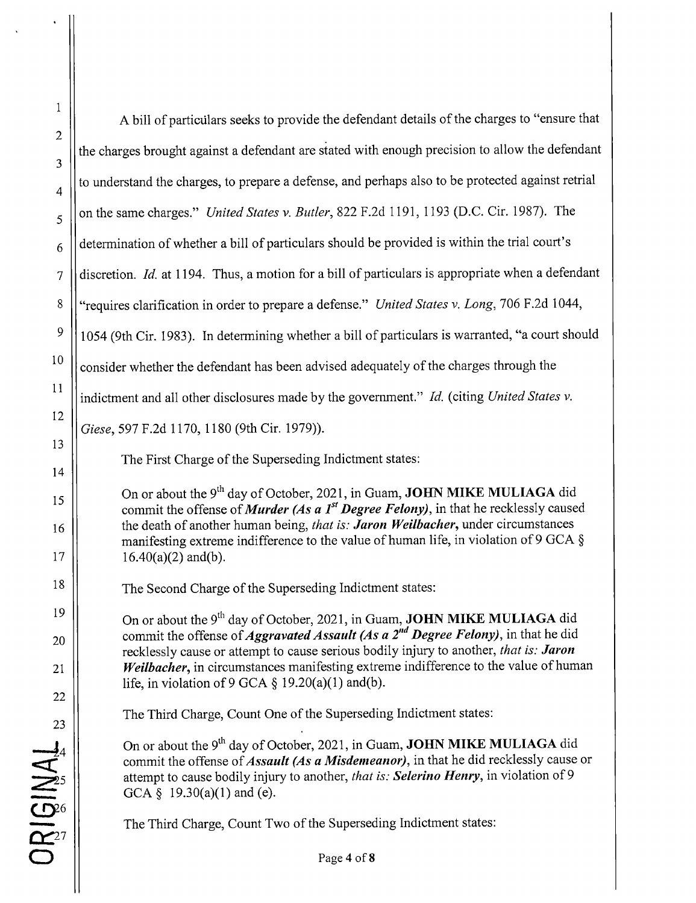A bill of particulars seeks to provide the defendant details of the charges to "ensure that the charges brought against a defendant are stated with enough precision to allow the defendant to understand the charges, to prepare a defense, and perhaps also to be protected against retrial on the same charges." *United States v. Butler*, 822 F.2d 1191, 1193 (D.C. Cir. 1987). The determination of whether a bill of particulars should be provided is within the trial court's discretion. *Id.* at 1194. Thus, a motion for a bill of particulars is appropriate when a defendant "requires clarification in order to prepare a defense." *United States v. Long*, 706 F.2d 1044, 1054 (9th Cir. 1983). In determining whether a bill of particulars is warranted, "a court should consider whether the defendant has been advised adequately of the charges through the indictment and all other disclosures made by the government." *Id.* (citing *United States v. Giese*, 597 F.2d 1170, 1180 (9th Cir. 1979)).

The First Charge of the Superseding Indictment states:

> On or about the 9th day of October, 2021, in Guam, **JOHN MIKE MULIAGA** did commit the offense of ***Murder (As a 1st Degree Felony)***, in that he recklessly caused the death of another human being, *that is:* ***Jaron Weilbacher***, under circumstances manifesting extreme indifference to the value of human life, in violation of 9 GCA § 16.40(a)(2) and(b).

The Second Charge of the Superseding Indictment states:

> On or about the 9th day of October, 2021, in Guam, **JOHN MIKE MULIAGA** did commit the offense of ***Aggravated Assault (As a 2nd Degree Felony)***, in that he did recklessly cause or attempt to cause serious bodily injury to another, *that is:* ***Jaron Weilbacher***, in circumstances manifesting extreme indifference to the value of human life, in violation of 9 GCA § 19.20(a)(1) and(b).

The Third Charge, Count One of the Superseding Indictment states:

> On or about the 9th day of October, 2021, in Guam, **JOHN MIKE MULIAGA** did commit the offense of ***Assault (As a Misdemeanor)***, in that he did recklessly cause or attempt to cause bodily injury to another, *that is:* ***Selerino Henry***, in violation of 9 GCA § 19.30(a)(1) and (e).

The Third Charge, Count Two of the Superseding Indictment states: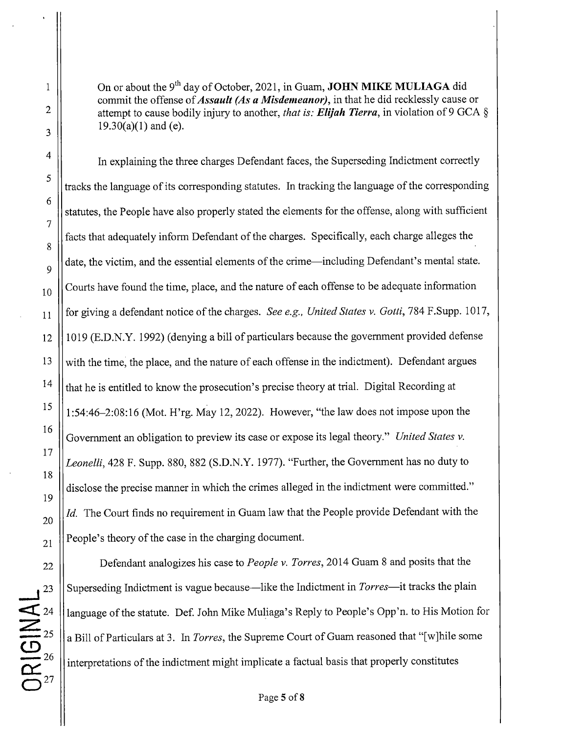On or about the 9th day of October, 2021, in Guam, **JOHN MIKE MULIAGA** did commit the offense of ***Assault (As a Misdemeanor)***, in that he did recklessly cause or attempt to cause bodily injury to another, *that is: **Elijah Tierra***, in violation of 9 GCA § 19.30(a)(1) and (e).

In explaining the three charges Defendant faces, the Superseding Indictment correctly tracks the language of its corresponding statutes. In tracking the language of the corresponding statutes, the People have also properly stated the elements for the offense, along with sufficient facts that adequately inform Defendant of the charges. Specifically, each charge alleges the date, the victim, and the essential elements of the crime—including Defendant's mental state. Courts have found the time, place, and the nature of each offense to be adequate information for giving a defendant notice of the charges. *See e.g., United States v. Gotti*, 784 F.Supp. 1017, 1019 (E.D.N.Y. 1992) (denying a bill of particulars because the government provided defense with the time, the place, and the nature of each offense in the indictment). Defendant argues that he is entitled to know the prosecution's precise theory at trial. Digital Recording at 1:54:46–2:08:16 (Mot. H'rg. May 12, 2022). However, "the law does not impose upon the Government an obligation to preview its case or expose its legal theory." *United States v. Leonelli*, 428 F. Supp. 880, 882 (S.D.N.Y. 1977). "Further, the Government has no duty to disclose the precise manner in which the crimes alleged in the indictment were committed." *Id.* The Court finds no requirement in Guam law that the People provide Defendant with the People's theory of the case in the charging document.

Defendant analogizes his case to *People v. Torres*, 2014 Guam 8 and posits that the Superseding Indictment is vague because—like the Indictment in *Torres*—it tracks the plain language of the statute. Def. John Mike Muliaga's Reply to People's Opp'n. to His Motion for a Bill of Particulars at 3. In *Torres*, the Supreme Court of Guam reasoned that "[w]hile some interpretations of the indictment might implicate a factual basis that properly constitutes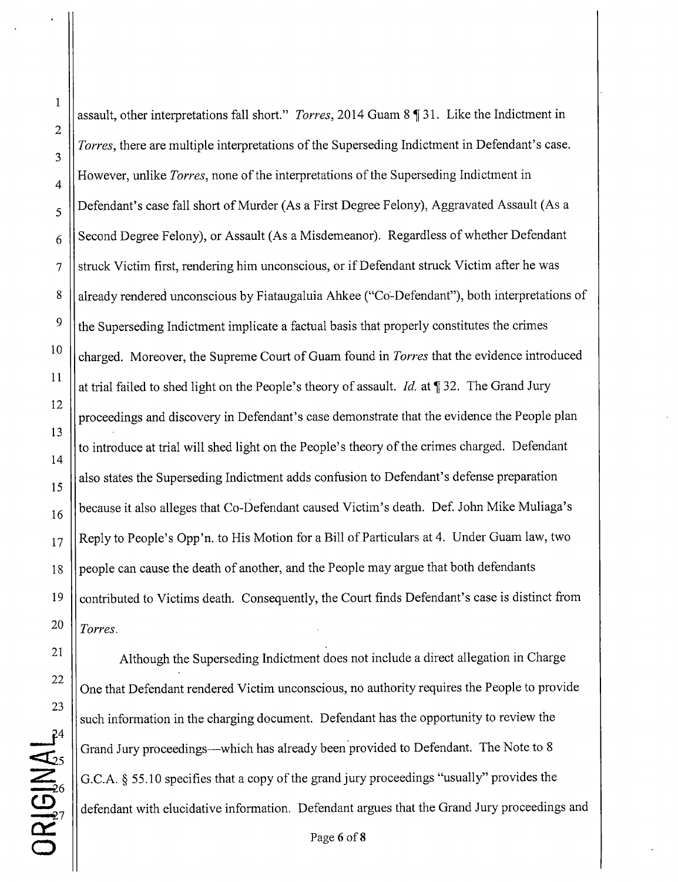assault, other interpretations fall short." *Torres*, 2014 Guam 8 ¶ 31. Like the Indictment in *Torres*, there are multiple interpretations of the Superseding Indictment in Defendant's case. However, unlike *Torres*, none of the interpretations of the Superseding Indictment in Defendant's case fall short of Murder (As a First Degree Felony), Aggravated Assault (As a Second Degree Felony), or Assault (As a Misdemeanor). Regardless of whether Defendant struck Victim first, rendering him unconscious, or if Defendant struck Victim after he was already rendered unconscious by Fiataugaluia Ahkee ("Co-Defendant"), both interpretations of the Superseding Indictment implicate a factual basis that properly constitutes the crimes charged. Moreover, the Supreme Court of Guam found in *Torres* that the evidence introduced at trial failed to shed light on the People's theory of assault. *Id.* at ¶ 32. The Grand Jury proceedings and discovery in Defendant's case demonstrate that the evidence the People plan to introduce at trial will shed light on the People's theory of the crimes charged. Defendant also states the Superseding Indictment adds confusion to Defendant's defense preparation because it also alleges that Co-Defendant caused Victim's death. Def. John Mike Muliaga's Reply to People's Opp'n. to His Motion for a Bill of Particulars at 4. Under Guam law, two people can cause the death of another, and the People may argue that both defendants contributed to Victims death. Consequently, the Court finds Defendant's case is distinct from *Torres*.

Although the Superseding Indictment does not include a direct allegation in Charge One that Defendant rendered Victim unconscious, no authority requires the People to provide such information in the charging document. Defendant has the opportunity to review the Grand Jury proceedings—which has already been provided to Defendant. The Note to 8 G.C.A. § 55.10 specifies that a copy of the grand jury proceedings "usually" provides the defendant with elucidative information. Defendant argues that the Grand Jury proceedings and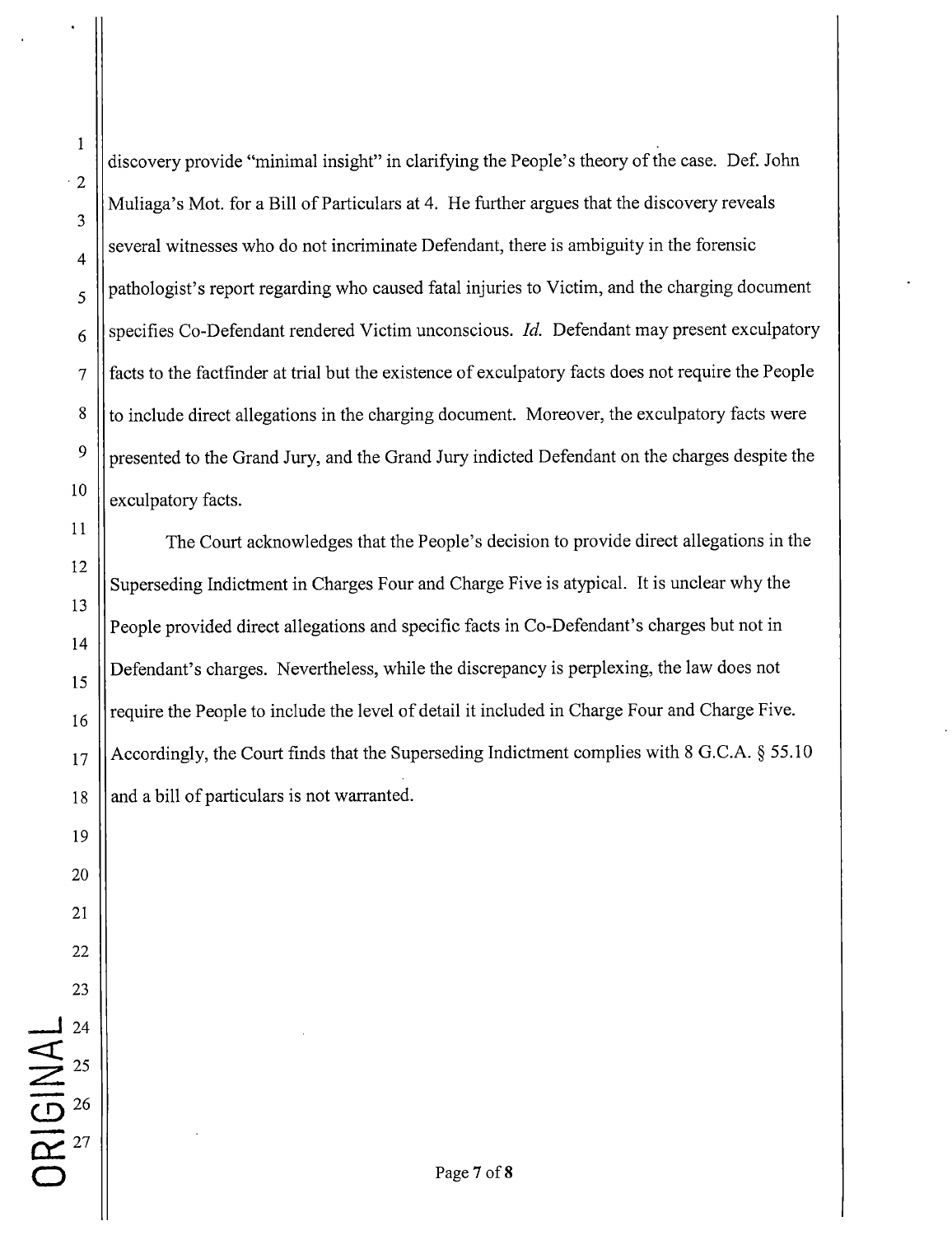discovery provide "minimal insight" in clarifying the People's theory of the case. Def. John Muliaga's Mot. for a Bill of Particulars at 4. He further argues that the discovery reveals several witnesses who do not incriminate Defendant, there is ambiguity in the forensic pathologist's report regarding who caused fatal injuries to Victim, and the charging document specifies Co-Defendant rendered Victim unconscious. *Id.* Defendant may present exculpatory facts to the factfinder at trial but the existence of exculpatory facts does not require the People to include direct allegations in the charging document. Moreover, the exculpatory facts were presented to the Grand Jury, and the Grand Jury indicted Defendant on the charges despite the exculpatory facts.

The Court acknowledges that the People's decision to provide direct allegations in the Superseding Indictment in Charges Four and Charge Five is atypical. It is unclear why the People provided direct allegations and specific facts in Co-Defendant's charges but not in Defendant's charges. Nevertheless, while the discrepancy is perplexing, the law does not require the People to include the level of detail it included in Charge Four and Charge Five. Accordingly, the Court finds that the Superseding Indictment complies with 8 G.C.A. § 55.10 and a bill of particulars is not warranted.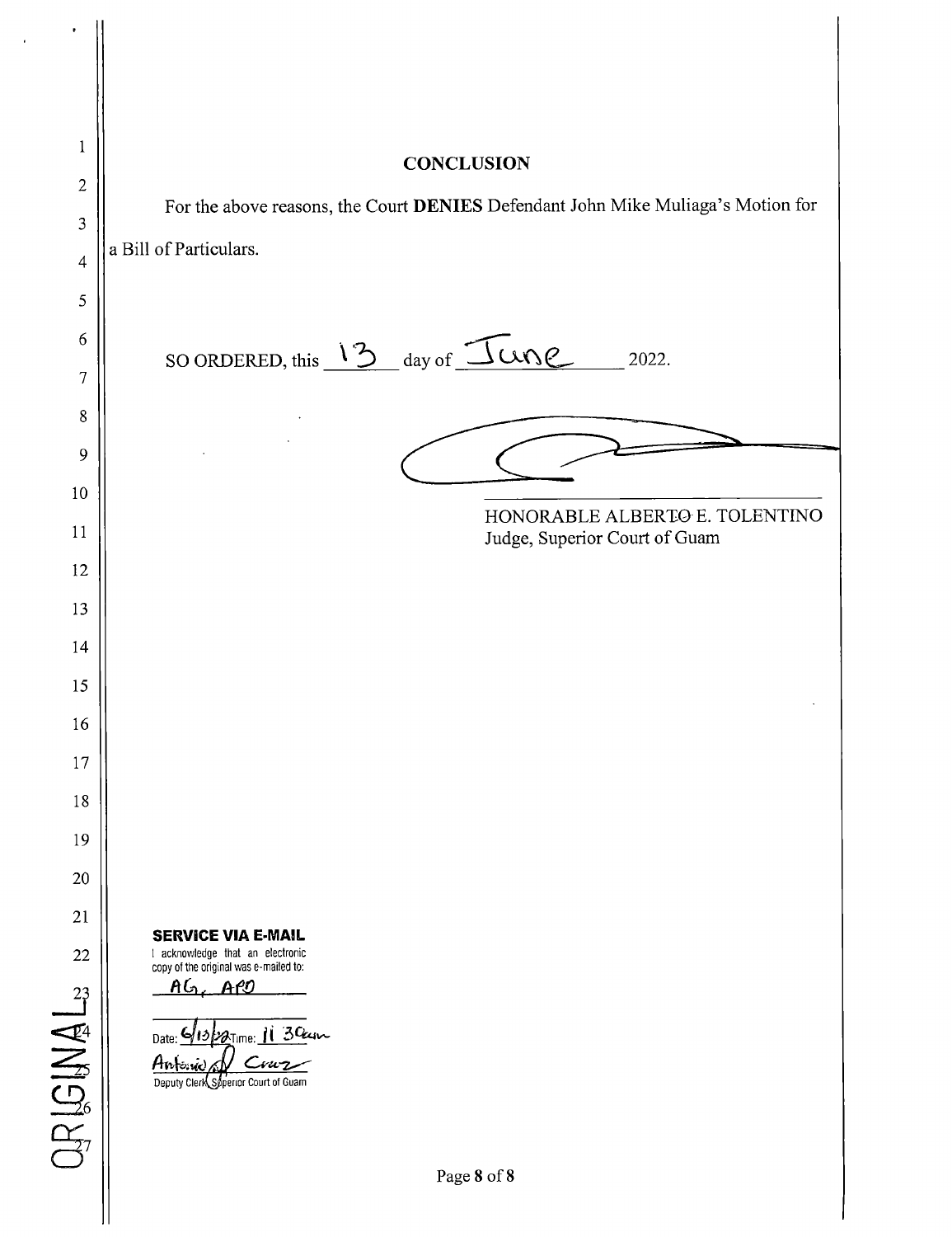## CONCLUSION

For the above reasons, the Court **DENIES** Defendant John Mike Muliaga's Motion for a Bill of Particulars.

SO ORDERED, this 13 day of June 2022.

HONORABLE ALBERTO E. TOLENTINO
Judge, Superior Court of Guam

**SERVICE VIA E-MAIL**
I acknowledge that an electronic copy of the original was e-mailed to:
AG, APD

Date: 6/13/22 Time: 11:30am
Antonio Cruz
Deputy Clerk, Superior Court of Guam

ORIGINAL